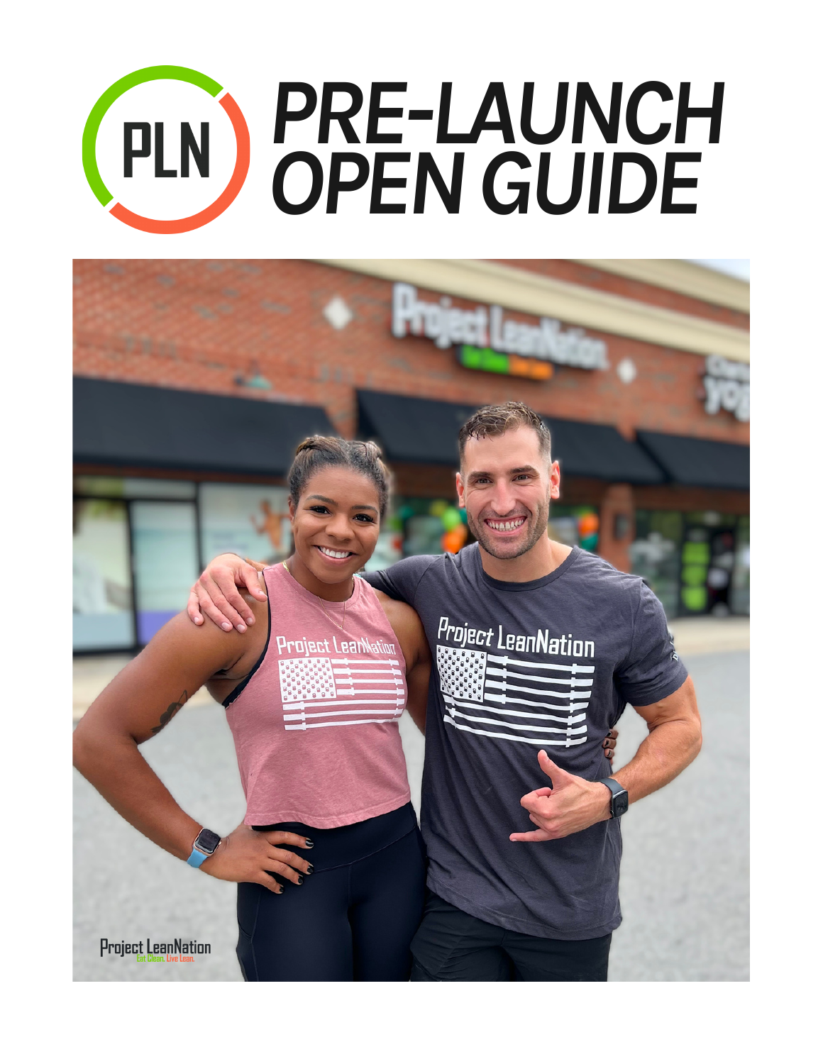# PLN PRE-LAUNCH OPEN GUIDE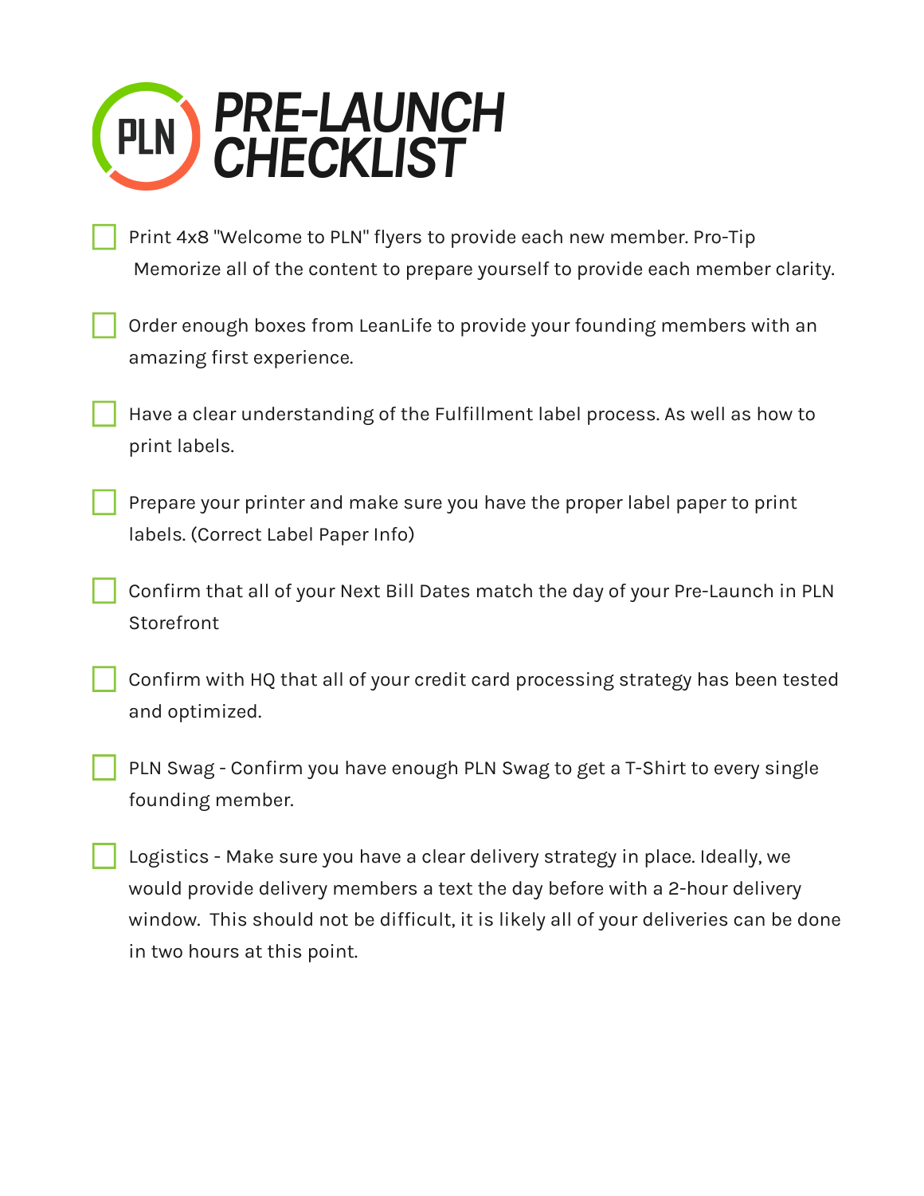# PRE-LAUNCH CHECKLIST

- [ ] Print 4x8 "Welcome to PLN" flyers to provide each new member. Pro-Tip Memorize all of the content to prepare yourself to provide each member clarity.

- [ ] Order enough boxes from LeanLife to provide your founding members with an amazing first experience.

- [ ] Have a clear understanding of the Fulfillment label process. As well as how to print labels.

- [ ] Prepare your printer and make sure you have the proper label paper to print labels. (Correct Label Paper Info)

- [ ] Confirm that all of your Next Bill Dates match the day of your Pre-Launch in PLN Storefront

- [ ] Confirm with HQ that all of your credit card processing strategy has been tested and optimized.

- [ ] PLN Swag - Confirm you have enough PLN Swag to get a T-Shirt to every single founding member.

- [ ] Logistics - Make sure you have a clear delivery strategy in place. Ideally, we would provide delivery members a text the day before with a 2-hour delivery window. This should not be difficult, it is likely all of your deliveries can be done in two hours at this point.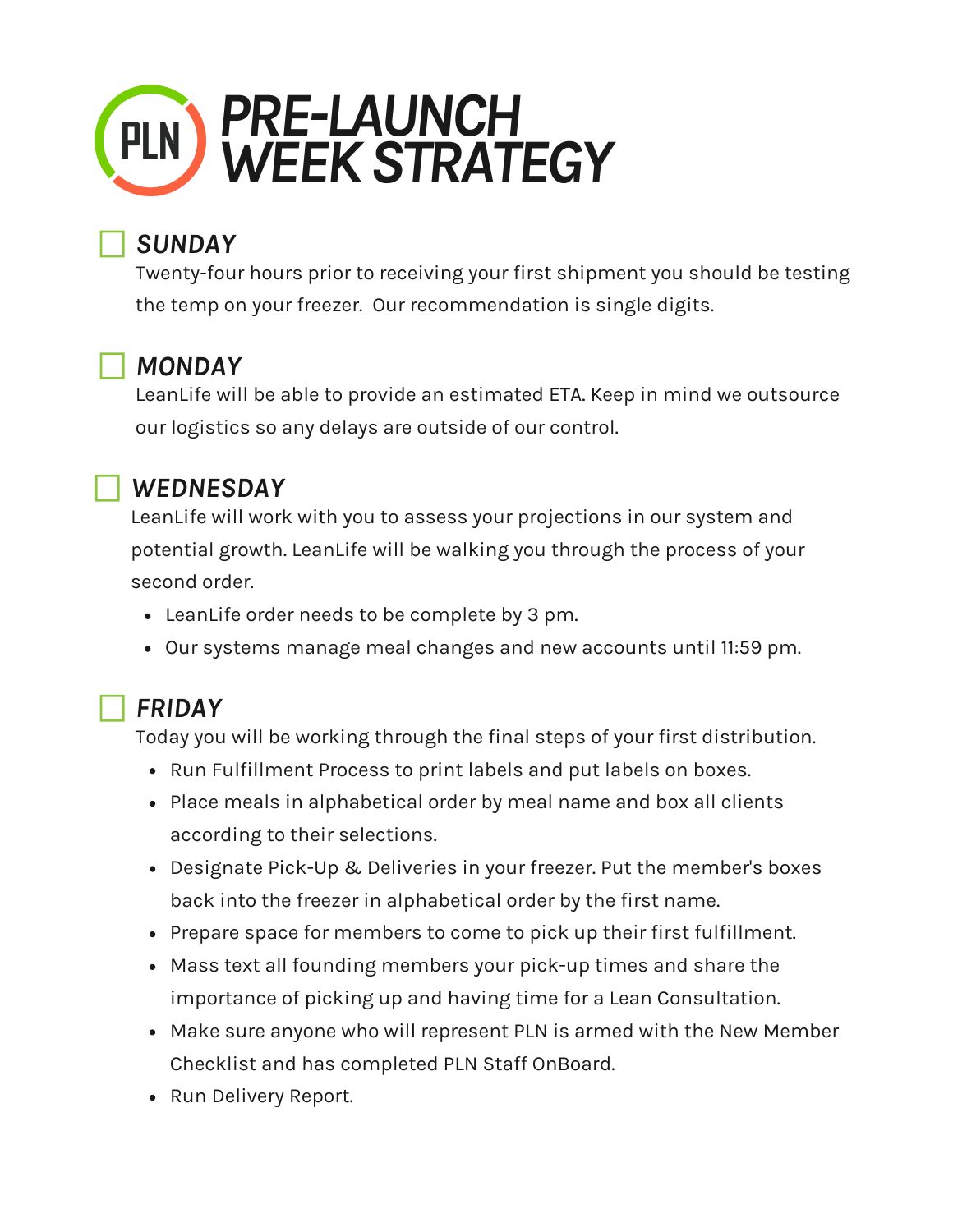# PLN PRE-LAUNCH WEEK STRATEGY

## ☐ *SUNDAY*

Twenty-four hours prior to receiving your first shipment you should be testing the temp on your freezer.  Our recommendation is single digits.

## ☐ *MONDAY*

LeanLife will be able to provide an estimated ETA. Keep in mind we outsource our logistics so any delays are outside of our control.

## ☐ *WEDNESDAY*

LeanLife will work with you to assess your projections in our system and potential growth. LeanLife will be walking you through the process of your second order.

- LeanLife order needs to be complete by 3 pm.
- Our systems manage meal changes and new accounts until 11:59 pm.

## ☐ *FRIDAY*

Today you will be working through the final steps of your first distribution.

- Run Fulfillment Process to print labels and put labels on boxes.
- Place meals in alphabetical order by meal name and box all clients according to their selections.
- Designate Pick-Up & Deliveries in your freezer. Put the member's boxes back into the freezer in alphabetical order by the first name.
- Prepare space for members to come to pick up their first fulfillment.
- Mass text all founding members your pick-up times and share the importance of picking up and having time for a Lean Consultation.
- Make sure anyone who will represent PLN is armed with the New Member Checklist and has completed PLN Staff OnBoard.
- Run Delivery Report.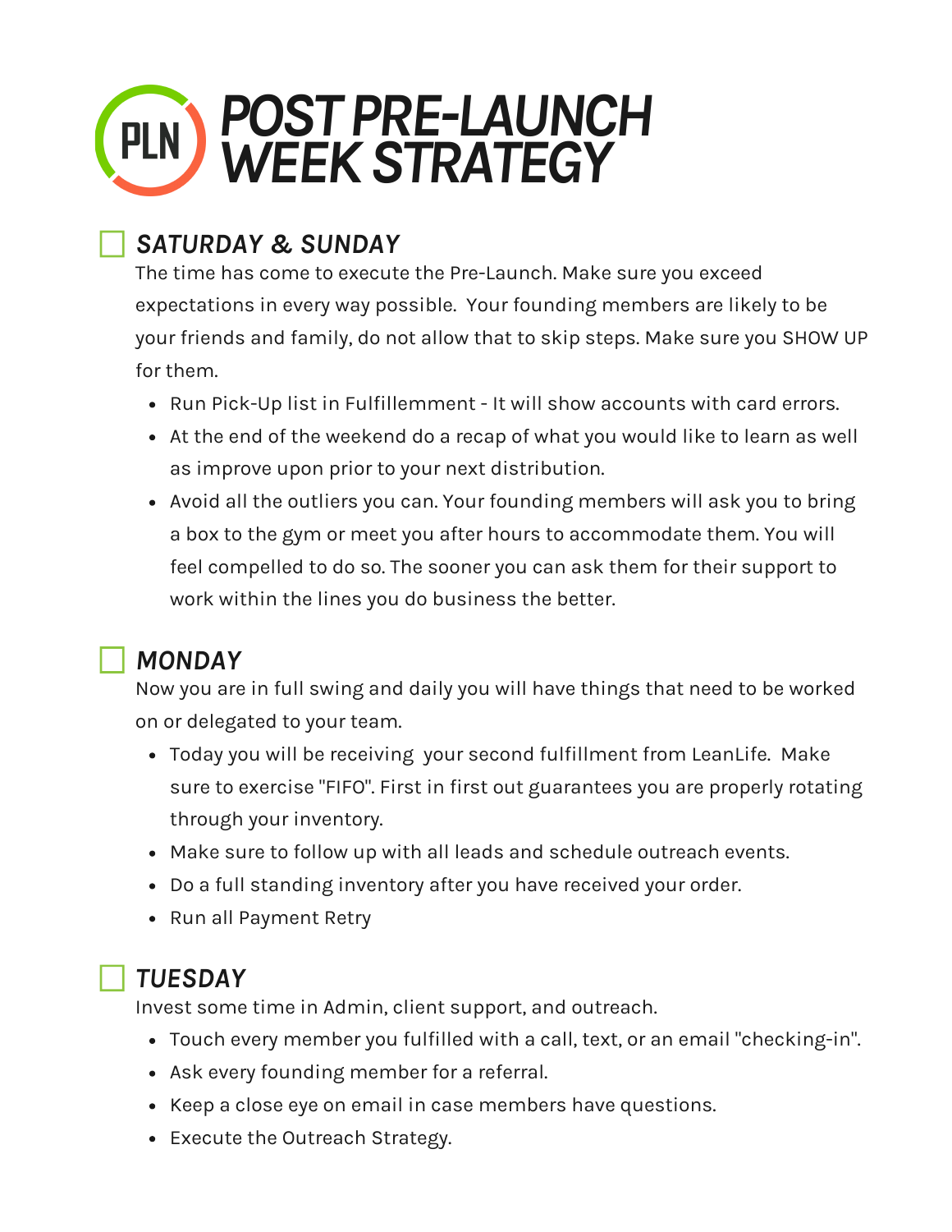# POST PRE-LAUNCH WEEK STRATEGY

## ☐ *SATURDAY & SUNDAY*

The time has come to execute the Pre-Launch. Make sure you exceed expectations in every way possible. Your founding members are likely to be your friends and family, do not allow that to skip steps. Make sure you SHOW UP for them.

- Run Pick-Up list in Fulfillemment - It will show accounts with card errors.
- At the end of the weekend do a recap of what you would like to learn as well as improve upon prior to your next distribution.
- Avoid all the outliers you can. Your founding members will ask you to bring a box to the gym or meet you after hours to accommodate them. You will feel compelled to do so. The sooner you can ask them for their support to work within the lines you do business the better.

## ☐ *MONDAY*

Now you are in full swing and daily you will have things that need to be worked on or delegated to your team.

- Today you will be receiving your second fulfillment from LeanLife. Make sure to exercise "FIFO". First in first out guarantees you are properly rotating through your inventory.
- Make sure to follow up with all leads and schedule outreach events.
- Do a full standing inventory after you have received your order.
- Run all Payment Retry

## ☐ *TUESDAY*

Invest some time in Admin, client support, and outreach.

- Touch every member you fulfilled with a call, text, or an email "checking-in".
- Ask every founding member for a referral.
- Keep a close eye on email in case members have questions.
- Execute the Outreach Strategy.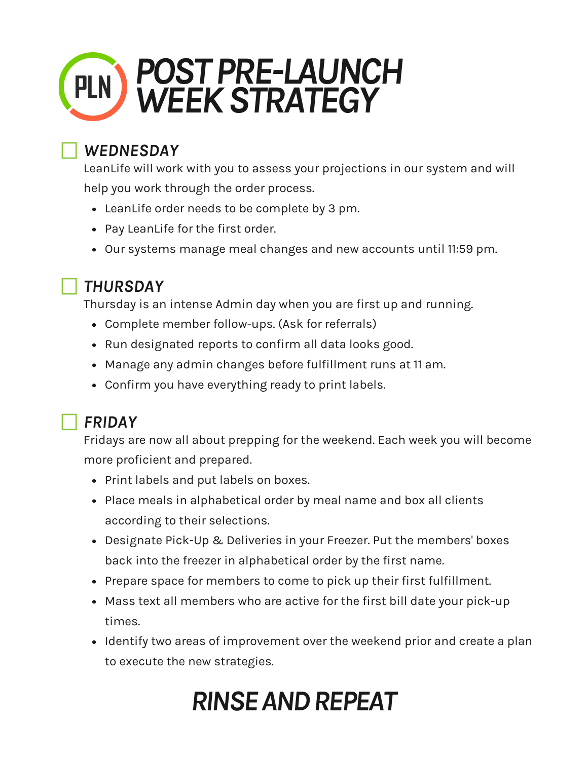# POST PRE-LAUNCH WEEK STRATEGY

## ☐ WEDNESDAY

LeanLife will work with you to assess your projections in our system and will help you work through the order process.

- LeanLife order needs to be complete by 3 pm.
- Pay LeanLife for the first order.
- Our systems manage meal changes and new accounts until 11:59 pm.

## ☐ THURSDAY

Thursday is an intense Admin day when you are first up and running.

- Complete member follow-ups. (Ask for referrals)
- Run designated reports to confirm all data looks good.
- Manage any admin changes before fulfillment runs at 11 am.
- Confirm you have everything ready to print labels.

## ☐ FRIDAY

Fridays are now all about prepping for the weekend. Each week you will become more proficient and prepared.

- Print labels and put labels on boxes.
- Place meals in alphabetical order by meal name and box all clients according to their selections.
- Designate Pick-Up & Deliveries in your Freezer. Put the members' boxes back into the freezer in alphabetical order by the first name.
- Prepare space for members to come to pick up their first fulfillment.
- Mass text all members who are active for the first bill date your pick-up times.
- Identify two areas of improvement over the weekend prior and create a plan to execute the new strategies.

# RINSE AND REPEAT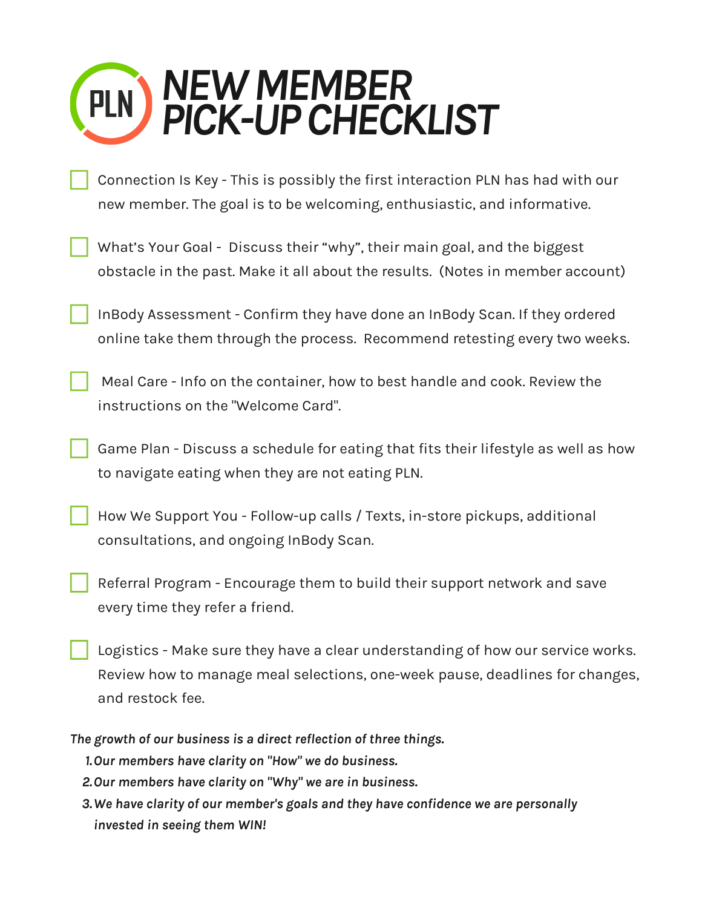# NEW MEMBER PICK-UP CHECKLIST

- [ ] Connection Is Key - This is possibly the first interaction PLN has had with our new member. The goal is to be welcoming, enthusiastic, and informative.

- [ ] What's Your Goal - Discuss their "why", their main goal, and the biggest obstacle in the past. Make it all about the results. (Notes in member account)

- [ ] InBody Assessment - Confirm they have done an InBody Scan. If they ordered online take them through the process. Recommend retesting every two weeks.

- [ ] Meal Care - Info on the container, how to best handle and cook. Review the instructions on the "Welcome Card".

- [ ] Game Plan - Discuss a schedule for eating that fits their lifestyle as well as how to navigate eating when they are not eating PLN.

- [ ] How We Support You - Follow-up calls / Texts, in-store pickups, additional consultations, and ongoing InBody Scan.

- [ ] Referral Program - Encourage them to build their support network and save every time they refer a friend.

- [ ] Logistics - Make sure they have a clear understanding of how our service works. Review how to manage meal selections, one-week pause, deadlines for changes, and restock fee.

***The growth of our business is a direct reflection of three things.***

1. ***Our members have clarity on "How" we do business.***
2. ***Our members have clarity on "Why" we are in business.***
3. ***We have clarity of our member's goals and they have confidence we are personally invested in seeing them WIN!***